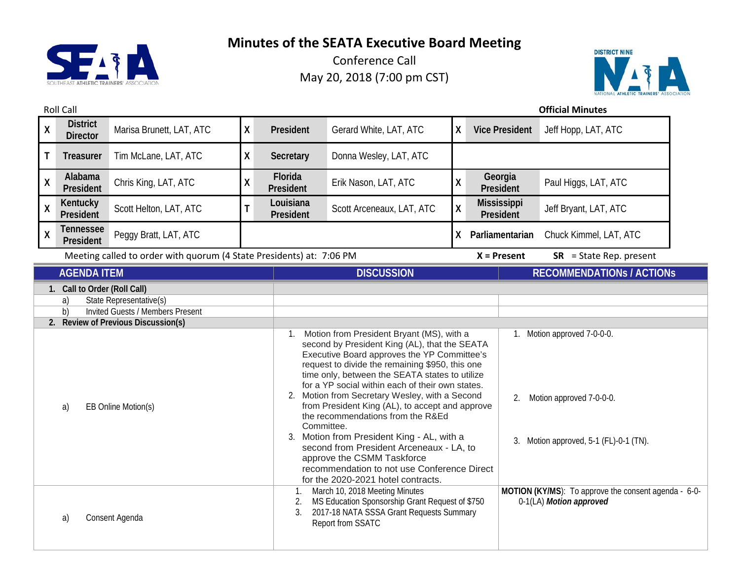# Minutes of the SEATA Executive Board Meeting

Conference Call

May 20, 2018 (7:00 pm CST)

Roll Call

**Official Minutes**

| | | | | | | | | |
|---|---|---|---|---|---|---|---|---|
| X | **District Director** | Marisa Brunett, LAT, ATC | X | **President** | Gerard White, LAT, ATC | X | **Vice President** | Jeff Hopp, LAT, ATC |
| T | **Treasurer** | Tim McLane, LAT, ATC | X | **Secretary** | Donna Wesley, LAT, ATC | | | |
| X | **Alabama President** | Chris King, LAT, ATC | X | **Florida President** | Erik Nason, LAT, ATC | X | **Georgia President** | Paul Higgs, LAT, ATC |
| X | **Kentucky President** | Scott Helton, LAT, ATC | T | **Louisiana President** | Scott Arceneaux, LAT, ATC | X | **Mississippi President** | Jeff Bryant, LAT, ATC |
| X | **Tennessee President** | Peggy Bratt, LAT, ATC | | | | X | **Parliamentarian** | Chuck Kimmel, LAT, ATC |

Meeting called to order with quorum (4 State Presidents) at: 7:06 PM

**X** = Present **SR** = State Rep. present

| AGENDA ITEM | DISCUSSION | RECOMMENDATIONs / ACTIONs |
|---|---|---|
| **1. Call to Order (Roll Call)** | | |
| a) State Representative(s) | | |
| b) Invited Guests / Members Present | | |
| **2. Review of Previous Discussion(s)** | | |
| a) EB Online Motion(s) | 1. Motion from President Bryant (MS), with a second by President King (AL), that the SEATA Executive Board approves the YP Committee's request to divide the remaining $950, this one time only, between the SEATA states to utilize for a YP social within each of their own states.<br>2. Motion from Secretary Wesley, with a Second from President King (AL), to accept and approve the recommendations from the R&Ed Committee.<br>3. Motion from President King - AL, with a second from President Arceneaux - LA, to approve the CSMM Taskforce recommendation to not use Conference Direct for the 2020-2021 hotel contracts. | 1. Motion approved 7-0-0-0.<br>2. Motion approved 7-0-0-0.<br>3. Motion approved, 5-1 (FL)-0-1 (TN). |
| a) Consent Agenda | 1. March 10, 2018 Meeting Minutes<br>2. MS Education Sponsorship Grant Request of $750<br>3. 2017-18 NATA SSSA Grant Requests Summary Report from SSATC | **MOTION (KY/MS)**: To approve the consent agenda - 6-0-0-1(LA) ***Motion approved*** |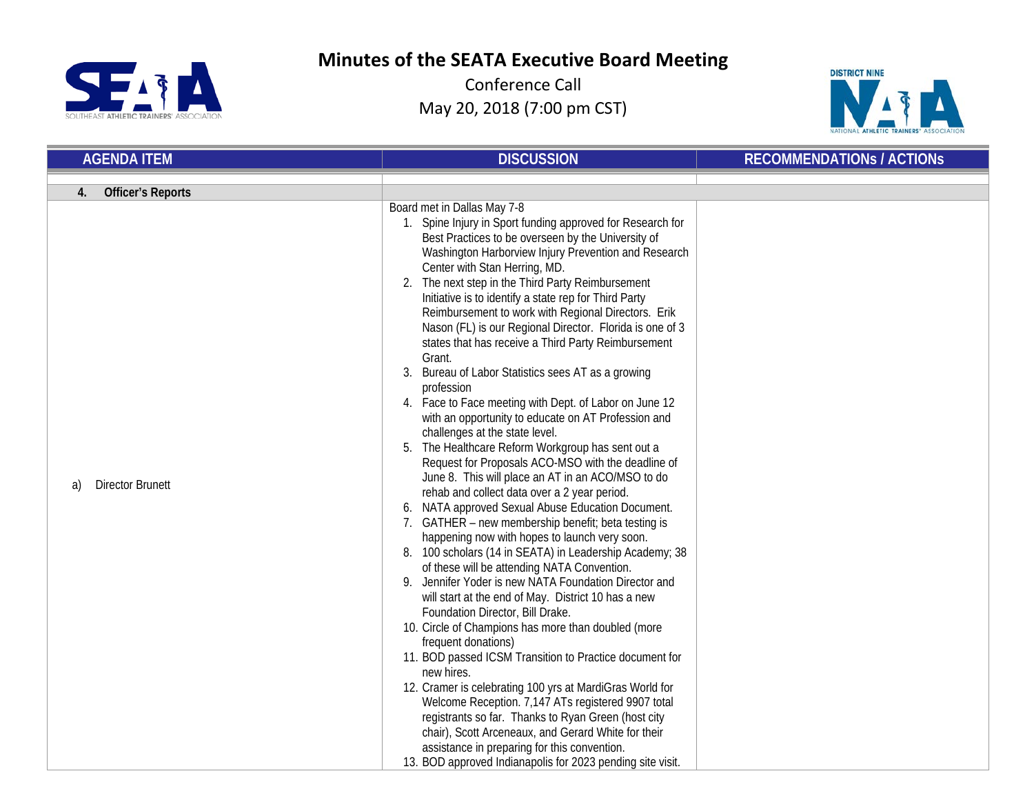# Minutes of the SEATA Executive Board Meeting

Conference Call

May 20, 2018 (7:00 pm CST)

| AGENDA ITEM | DISCUSSION | RECOMMENDATIONs / ACTIONs |
|---|---|---|
| | | |
| **4. Officer's Reports** | | |
| a) Director Brunett | Board met in Dallas May 7-8<br>1. Spine Injury in Sport funding approved for Research for Best Practices to be overseen by the University of Washington Harborview Injury Prevention and Research Center with Stan Herring, MD.<br>2. The next step in the Third Party Reimbursement Initiative is to identify a state rep for Third Party Reimbursement to work with Regional Directors. Erik Nason (FL) is our Regional Director. Florida is one of 3 states that has receive a Third Party Reimbursement Grant.<br>3. Bureau of Labor Statistics sees AT as a growing profession<br>4. Face to Face meeting with Dept. of Labor on June 12 with an opportunity to educate on AT Profession and challenges at the state level.<br>5. The Healthcare Reform Workgroup has sent out a Request for Proposals ACO-MSO with the deadline of June 8. This will place an AT in an ACO/MSO to do rehab and collect data over a 2 year period.<br>6. NATA approved Sexual Abuse Education Document.<br>7. GATHER – new membership benefit; beta testing is happening now with hopes to launch very soon.<br>8. 100 scholars (14 in SEATA) in Leadership Academy; 38 of these will be attending NATA Convention.<br>9. Jennifer Yoder is new NATA Foundation Director and will start at the end of May. District 10 has a new Foundation Director, Bill Drake.<br>10. Circle of Champions has more than doubled (more frequent donations)<br>11. BOD passed ICSM Transition to Practice document for new hires.<br>12. Cramer is celebrating 100 yrs at MardiGras World for Welcome Reception. 7,147 ATs registered 9907 total registrants so far. Thanks to Ryan Green (host city chair), Scott Arceneaux, and Gerard White for their assistance in preparing for this convention.<br>13. BOD approved Indianapolis for 2023 pending site visit. | |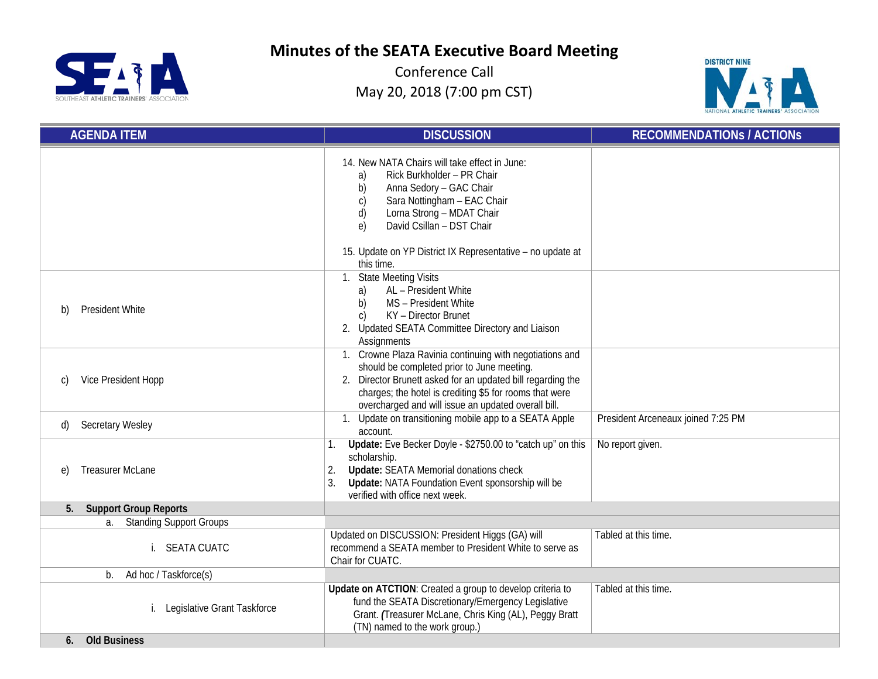# Minutes of the SEATA Executive Board Meeting

Conference Call

May 20, 2018 (7:00 pm CST)

| AGENDA ITEM | DISCUSSION | RECOMMENDATIONs / ACTIONs |
|---|---|---|
| | 14. New NATA Chairs will take effect in June:<br>a) Rick Burkholder – PR Chair<br>b) Anna Sedory – GAC Chair<br>c) Sara Nottingham – EAC Chair<br>d) Lorna Strong – MDAT Chair<br>e) David Csillan – DST Chair<br><br>15. Update on YP District IX Representative – no update at this time. | |
| b) President White | 1. State Meeting Visits<br>a) AL – President White<br>b) MS – President White<br>c) KY – Director Brunet<br>2. Updated SEATA Committee Directory and Liaison Assignments | |
| c) Vice President Hopp | 1. Crowne Plaza Ravinia continuing with negotiations and should be completed prior to June meeting.<br>2. Director Brunett asked for an updated bill regarding the charges; the hotel is crediting $5 for rooms that were overcharged and will issue an updated overall bill. | |
| d) Secretary Wesley | 1. Update on transitioning mobile app to a SEATA Apple account. | President Arceneaux joined 7:25 PM |
| e) Treasurer McLane | 1. **Update:** Eve Becker Doyle - $2750.00 to "catch up" on this scholarship.<br>2. **Update:** SEATA Memorial donations check<br>3. **Update:** NATA Foundation Event sponsorship will be verified with office next week. | No report given. |
| **5. Support Group Reports** | | |
| a. Standing Support Groups | | |
| i. SEATA CUATC | Updated on DISCUSSION: President Higgs (GA) will recommend a SEATA member to President White to serve as Chair for CUATC. | Tabled at this time. |
| b. Ad hoc / Taskforce(s) | | |
| i. Legislative Grant Taskforce | **Update on ATCTION**: Created a group to develop criteria to fund the SEATA Discretionary/Emergency Legislative Grant. ***(***Treasurer McLane, Chris King (AL), Peggy Bratt (TN) named to the work group.) | Tabled at this time. |
| **6. Old Business** | | |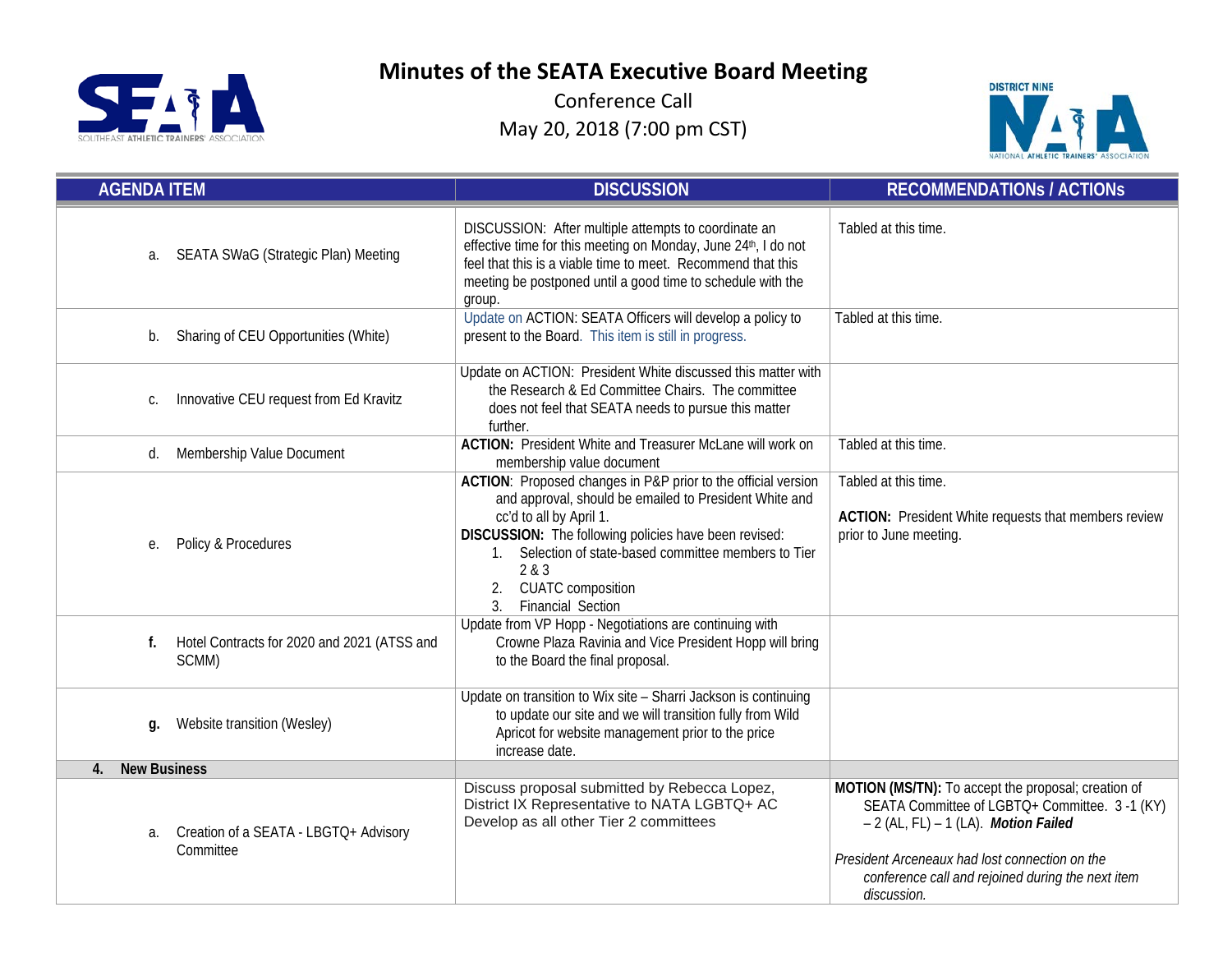# Minutes of the SEATA Executive Board Meeting

Conference Call

May 20, 2018 (7:00 pm CST)

| AGENDA ITEM | DISCUSSION | RECOMMENDATIONs / ACTIONs |
|---|---|---|
| a. SEATA SWaG (Strategic Plan) Meeting | DISCUSSION: After multiple attempts to coordinate an effective time for this meeting on Monday, June 24th, I do not feel that this is a viable time to meet. Recommend that this meeting be postponed until a good time to schedule with the group. | Tabled at this time. |
| b. Sharing of CEU Opportunities (White) | Update on ACTION: SEATA Officers will develop a policy to present to the Board. This item is still in progress. | Tabled at this time. |
| c. Innovative CEU request from Ed Kravitz | Update on ACTION: President White discussed this matter with the Research & Ed Committee Chairs. The committee does not feel that SEATA needs to pursue this matter further. | |
| d. Membership Value Document | **ACTION:** President White and Treasurer McLane will work on membership value document | Tabled at this time. |
| e. Policy & Procedures | **ACTION**: Proposed changes in P&P prior to the official version and approval, should be emailed to President White and cc'd to all by April 1.<br>**DISCUSSION:** The following policies have been revised:<br>1. Selection of state-based committee members to Tier 2 & 3<br>2. CUATC composition<br>3. Financial Section | Tabled at this time.<br><br>**ACTION:** President White requests that members review prior to June meeting. |
| **f.** Hotel Contracts for 2020 and 2021 (ATSS and SCMM) | Update from VP Hopp - Negotiations are continuing with Crowne Plaza Ravinia and Vice President Hopp will bring to the Board the final proposal. | |
| **g.** Website transition (Wesley) | Update on transition to Wix site – Sharri Jackson is continuing to update our site and we will transition fully from Wild Apricot for website management prior to the price increase date. | |
| **4. New Business** | | |
| a. Creation of a SEATA - LBGTQ+ Advisory Committee | Discuss proposal submitted by Rebecca Lopez, District IX Representative to NATA LGBTQ+ AC Develop as all other Tier 2 committees | **MOTION (MS/TN):** To accept the proposal; creation of SEATA Committee of LGBTQ+ Committee. 3 -1 (KY) – 2 (AL, FL) – 1 (LA). ***Motion Failed***<br><br>*President Arceneaux had lost connection on the conference call and rejoined during the next item discussion.* |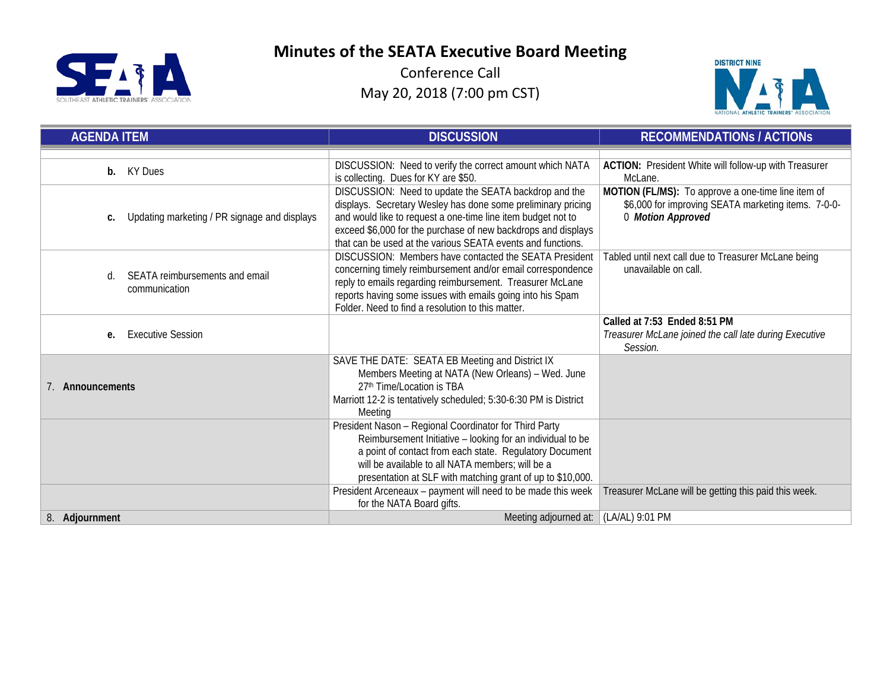# Minutes of the SEATA Executive Board Meeting

Conference Call

May 20, 2018 (7:00 pm CST)

| AGENDA ITEM | DISCUSSION | RECOMMENDATIONs / ACTIONs |
|---|---|---|
| | | |
| **b.** KY Dues | DISCUSSION: Need to verify the correct amount which NATA is collecting. Dues for KY are $50. | **ACTION:** President White will follow-up with Treasurer McLane. |
| **c.** Updating marketing / PR signage and displays | DISCUSSION: Need to update the SEATA backdrop and the displays. Secretary Wesley has done some preliminary pricing and would like to request a one-time line item budget not to exceed $6,000 for the purchase of new backdrops and displays that can be used at the various SEATA events and functions. | **MOTION (FL/MS):** To approve a one-time line item of $6,000 for improving SEATA marketing items. 7-0-0-0 ***Motion Approved*** |
| d. SEATA reimbursements and email communication | DISCUSSION: Members have contacted the SEATA President concerning timely reimbursement and/or email correspondence reply to emails regarding reimbursement. Treasurer McLane reports having some issues with emails going into his Spam Folder. Need to find a resolution to this matter. | Tabled until next call due to Treasurer McLane being unavailable on call. |
| **e.** Executive Session | | **Called at 7:53 Ended 8:51 PM** *Treasurer McLane joined the call late during Executive Session.* |
| 7. **Announcements** | SAVE THE DATE: SEATA EB Meeting and District IX Members Meeting at NATA (New Orleans) – Wed. June 27th Time/Location is TBA<br>Marriott 12-2 is tentatively scheduled; 5:30-6:30 PM is District Meeting | |
| | President Nason – Regional Coordinator for Third Party Reimbursement Initiative – looking for an individual to be a point of contact from each state. Regulatory Document will be available to all NATA members; will be a presentation at SLF with matching grant of up to $10,000. | |
| | President Arceneaux – payment will need to be made this week for the NATA Board gifts. | Treasurer McLane will be getting this paid this week. |
| 8. **Adjournment** | Meeting adjourned at: | (LA/AL) 9:01 PM |